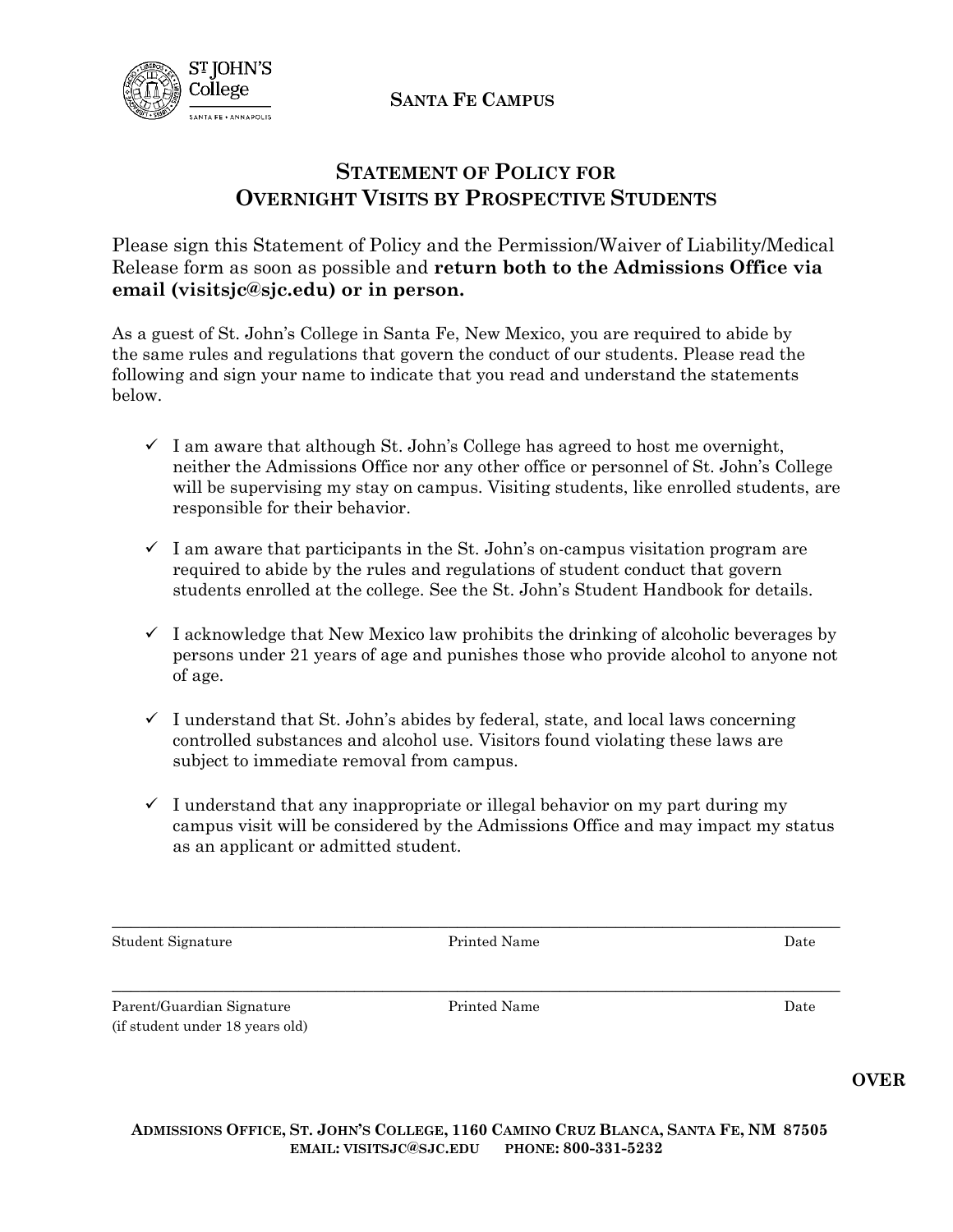**Santa Fe Campus**

## Statement of Policy for Overnight Visits by Prospective Students

Please sign this Statement of Policy and the Permission/Waiver of Liability/Medical Release form as soon as possible and **return both to the Admissions Office via email (visitsjc@sjc.edu) or in person.**

As a guest of St. John's College in Santa Fe, New Mexico, you are required to abide by the same rules and regulations that govern the conduct of our students. Please read the following and sign your name to indicate that you read and understand the statements below.

- ✓ I am aware that although St. John's College has agreed to host me overnight, neither the Admissions Office nor any other office or personnel of St. John's College will be supervising my stay on campus. Visiting students, like enrolled students, are responsible for their behavior.
- ✓ I am aware that participants in the St. John's on-campus visitation program are required to abide by the rules and regulations of student conduct that govern students enrolled at the college. See the St. John's Student Handbook for details.
- ✓ I acknowledge that New Mexico law prohibits the drinking of alcoholic beverages by persons under 21 years of age and punishes those who provide alcohol to anyone not of age.
- ✓ I understand that St. John's abides by federal, state, and local laws concerning controlled substances and alcohol use. Visitors found violating these laws are subject to immediate removal from campus.
- ✓ I understand that any inappropriate or illegal behavior on my part during my campus visit will be considered by the Admissions Office and may impact my status as an applicant or admitted student.

\_\_\_\_\_\_\_\_\_\_\_\_\_\_\_\_\_\_\_\_\_\_\_\_\_\_\_\_\_\_\_\_\_\_\_\_\_\_\_\_\_\_\_\_\_\_\_\_\_\_\_\_\_\_\_\_\_\_\_\_

Student Signature     Printed Name     Date

\_\_\_\_\_\_\_\_\_\_\_\_\_\_\_\_\_\_\_\_\_\_\_\_\_\_\_\_\_\_\_\_\_\_\_\_\_\_\_\_\_\_\_\_\_\_\_\_\_\_\_\_\_\_\_\_\_\_\_\_

Parent/Guardian Signature (if student under 18 years old)     Printed Name     Date

**OVER**

**Admissions Office, St. John's College, 1160 Camino Cruz Blanca, Santa Fe, NM 87505**
**Email: visitsjc@sjc.edu     Phone: 800-331-5232**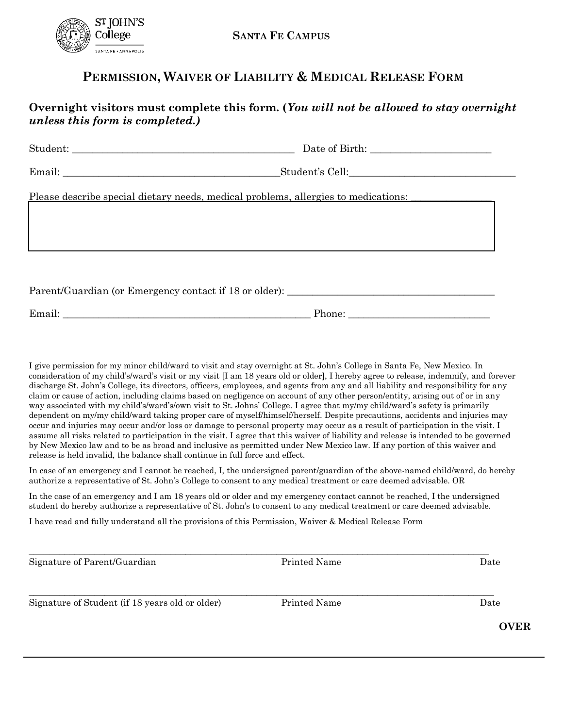ST JOHN'S College

SANTA FE • ANNAPOLIS

**SANTA FE CAMPUS**

# PERMISSION, WAIVER OF LIABILITY & MEDICAL RELEASE FORM

**Overnight visitors must complete this form. (*You will not be allowed to stay overnight unless this form is completed.)***

Student: ___________________________________________ Date of Birth: ______________________

Email: __________________________________________Student's Cell:________________________________

Please describe special dietary needs, medical problems, allergies to medications: _______________

|   |
|---|
|   |

Parent/Guardian (or Emergency contact if 18 or older): ________________________________________

Email: ________________________________________________ Phone: ___________________________

I give permission for my minor child/ward to visit and stay overnight at St. John's College in Santa Fe, New Mexico. In consideration of my child's/ward's visit or my visit [I am 18 years old or older], I hereby agree to release, indemnify, and forever discharge St. John's College, its directors, officers, employees, and agents from any and all liability and responsibility for any claim or cause of action, including claims based on negligence on account of any other person/entity, arising out of or in any way associated with my child's/ward's/own visit to St. Johns' College. I agree that my/my child/ward's safety is primarily dependent on my/my child/ward taking proper care of myself/himself/herself. Despite precautions, accidents and injuries may occur and injuries may occur and/or loss or damage to personal property may occur as a result of participation in the visit. I assume all risks related to participation in the visit. I agree that this waiver of liability and release is intended to be governed by New Mexico law and to be as broad and inclusive as permitted under New Mexico law. If any portion of this waiver and release is held invalid, the balance shall continue in full force and effect.

In case of an emergency and I cannot be reached, I, the undersigned parent/guardian of the above-named child/ward, do hereby authorize a representative of St. John's College to consent to any medical treatment or care deemed advisable. OR

In the case of an emergency and I am 18 years old or older and my emergency contact cannot be reached, I the undersigned student do hereby authorize a representative of St. John's to consent to any medical treatment or care deemed advisable.

I have read and fully understand all the provisions of this Permission, Waiver & Medical Release Form

_____________________________________________________________________________________________

Signature of Parent/Guardian Printed Name Date

_____________________________________________________________________________________________

Signature of Student (if 18 years old or older) Printed Name Date

**OVER**